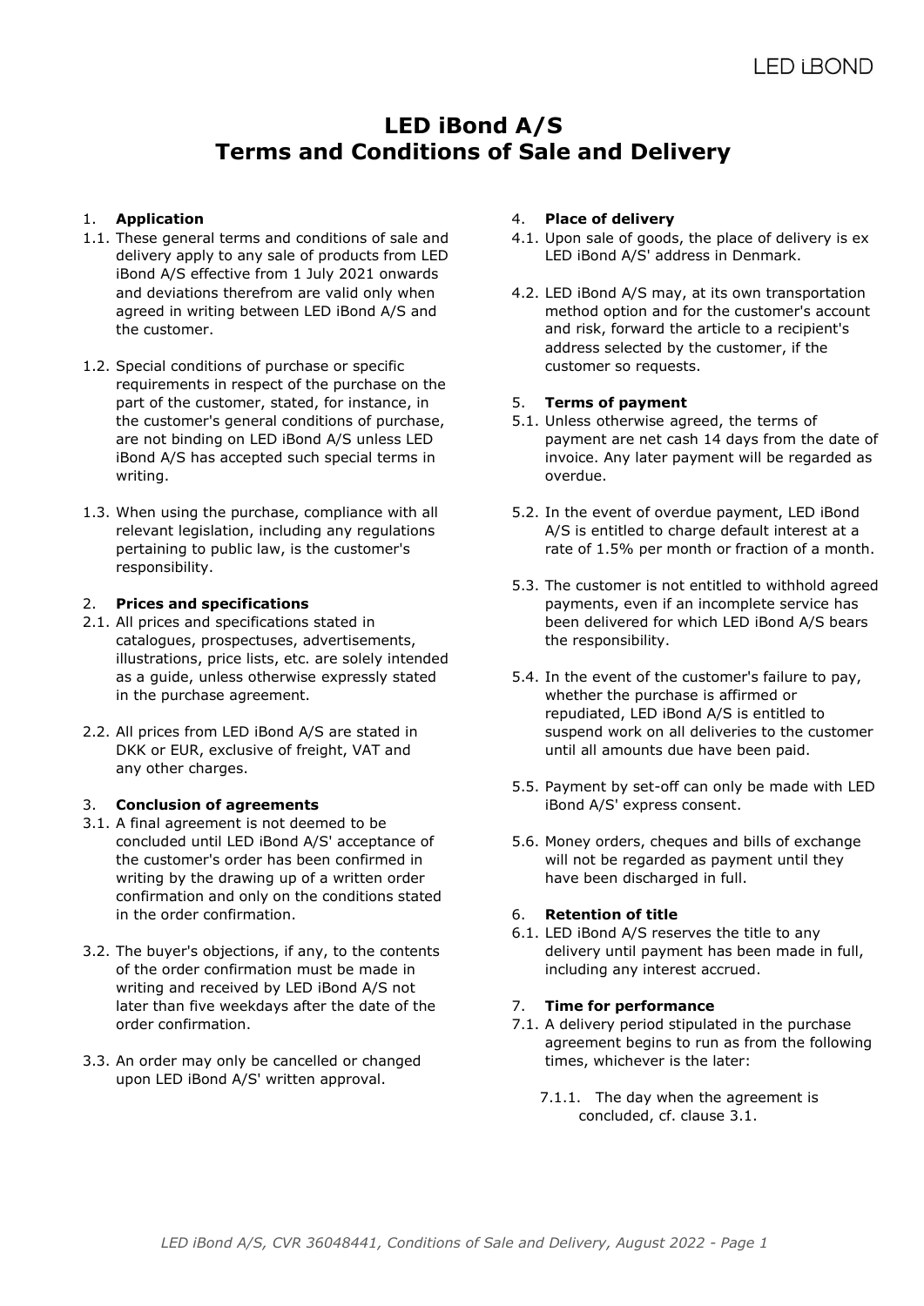# LED iBond A/S
# Terms and Conditions of Sale and Delivery

1. **Application**

1.1. These general terms and conditions of sale and delivery apply to any sale of products from LED iBond A/S effective from 1 July 2021 onwards and deviations therefrom are valid only when agreed in writing between LED iBond A/S and the customer.

1.2. Special conditions of purchase or specific requirements in respect of the purchase on the part of the customer, stated, for instance, in the customer's general conditions of purchase, are not binding on LED iBond A/S unless LED iBond A/S has accepted such special terms in writing.

1.3. When using the purchase, compliance with all relevant legislation, including any regulations pertaining to public law, is the customer's responsibility.

2. **Prices and specifications**

2.1. All prices and specifications stated in catalogues, prospectuses, advertisements, illustrations, price lists, etc. are solely intended as a guide, unless otherwise expressly stated in the purchase agreement.

2.2. All prices from LED iBond A/S are stated in DKK or EUR, exclusive of freight, VAT and any other charges.

3. **Conclusion of agreements**

3.1. A final agreement is not deemed to be concluded until LED iBond A/S' acceptance of the customer's order has been confirmed in writing by the drawing up of a written order confirmation and only on the conditions stated in the order confirmation.

3.2. The buyer's objections, if any, to the contents of the order confirmation must be made in writing and received by LED iBond A/S not later than five weekdays after the date of the order confirmation.

3.3. An order may only be cancelled or changed upon LED iBond A/S' written approval.

4. **Place of delivery**

4.1. Upon sale of goods, the place of delivery is ex LED iBond A/S' address in Denmark.

4.2. LED iBond A/S may, at its own transportation method option and for the customer's account and risk, forward the article to a recipient's address selected by the customer, if the customer so requests.

5. **Terms of payment**

5.1. Unless otherwise agreed, the terms of payment are net cash 14 days from the date of invoice. Any later payment will be regarded as overdue.

5.2. In the event of overdue payment, LED iBond A/S is entitled to charge default interest at a rate of 1.5% per month or fraction of a month.

5.3. The customer is not entitled to withhold agreed payments, even if an incomplete service has been delivered for which LED iBond A/S bears the responsibility.

5.4. In the event of the customer's failure to pay, whether the purchase is affirmed or repudiated, LED iBond A/S is entitled to suspend work on all deliveries to the customer until all amounts due have been paid.

5.5. Payment by set-off can only be made with LED iBond A/S' express consent.

5.6. Money orders, cheques and bills of exchange will not be regarded as payment until they have been discharged in full.

6. **Retention of title**

6.1. LED iBond A/S reserves the title to any delivery until payment has been made in full, including any interest accrued.

7. **Time for performance**

7.1. A delivery period stipulated in the purchase agreement begins to run as from the following times, whichever is the later:

   7.1.1. The day when the agreement is concluded, cf. clause 3.1.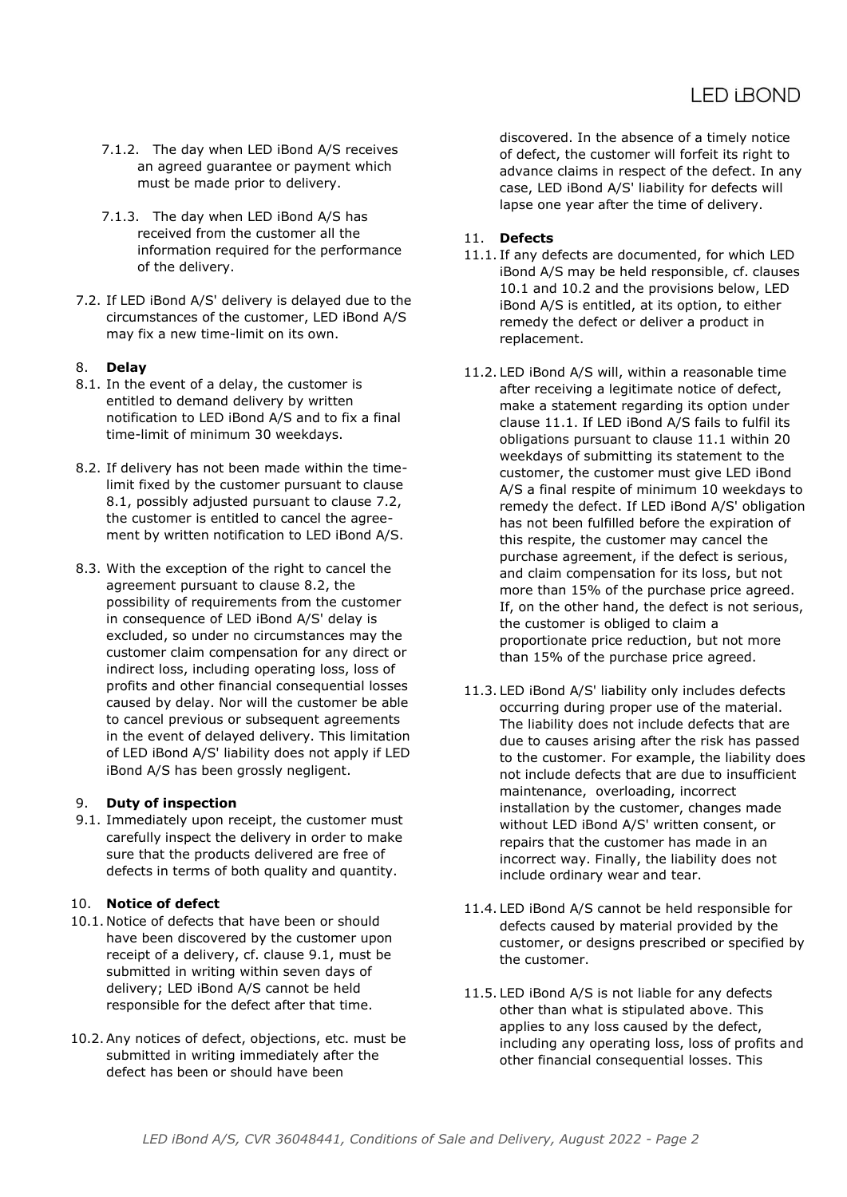7.1.2. The day when LED iBond A/S receives an agreed guarantee or payment which must be made prior to delivery.

7.1.3. The day when LED iBond A/S has received from the customer all the information required for the performance of the delivery.

7.2. If LED iBond A/S' delivery is delayed due to the circumstances of the customer, LED iBond A/S may fix a new time-limit on its own.

## 8. Delay

8.1. In the event of a delay, the customer is entitled to demand delivery by written notification to LED iBond A/S and to fix a final time-limit of minimum 30 weekdays.

8.2. If delivery has not been made within the time-limit fixed by the customer pursuant to clause 8.1, possibly adjusted pursuant to clause 7.2, the customer is entitled to cancel the agreement by written notification to LED iBond A/S.

8.3. With the exception of the right to cancel the agreement pursuant to clause 8.2, the possibility of requirements from the customer in consequence of LED iBond A/S' delay is excluded, so under no circumstances may the customer claim compensation for any direct or indirect loss, including operating loss, loss of profits and other financial consequential losses caused by delay. Nor will the customer be able to cancel previous or subsequent agreements in the event of delayed delivery. This limitation of LED iBond A/S' liability does not apply if LED iBond A/S has been grossly negligent.

## 9. Duty of inspection

9.1. Immediately upon receipt, the customer must carefully inspect the delivery in order to make sure that the products delivered are free of defects in terms of both quality and quantity.

## 10. Notice of defect

10.1. Notice of defects that have been or should have been discovered by the customer upon receipt of a delivery, cf. clause 9.1, must be submitted in writing within seven days of delivery; LED iBond A/S cannot be held responsible for the defect after that time.

10.2. Any notices of defect, objections, etc. must be submitted in writing immediately after the defect has been or should have been discovered. In the absence of a timely notice of defect, the customer will forfeit its right to advance claims in respect of the defect. In any case, LED iBond A/S' liability for defects will lapse one year after the time of delivery.

## 11. Defects

11.1. If any defects are documented, for which LED iBond A/S may be held responsible, cf. clauses 10.1 and 10.2 and the provisions below, LED iBond A/S is entitled, at its option, to either remedy the defect or deliver a product in replacement.

11.2. LED iBond A/S will, within a reasonable time after receiving a legitimate notice of defect, make a statement regarding its option under clause 11.1. If LED iBond A/S fails to fulfil its obligations pursuant to clause 11.1 within 20 weekdays of submitting its statement to the customer, the customer must give LED iBond A/S a final respite of minimum 10 weekdays to remedy the defect. If LED iBond A/S' obligation has not been fulfilled before the expiration of this respite, the customer may cancel the purchase agreement, if the defect is serious, and claim compensation for its loss, but not more than 15% of the purchase price agreed. If, on the other hand, the defect is not serious, the customer is obliged to claim a proportionate price reduction, but not more than 15% of the purchase price agreed.

11.3. LED iBond A/S' liability only includes defects occurring during proper use of the material. The liability does not include defects that are due to causes arising after the risk has passed to the customer. For example, the liability does not include defects that are due to insufficient maintenance, overloading, incorrect installation by the customer, changes made without LED iBond A/S' written consent, or repairs that the customer has made in an incorrect way. Finally, the liability does not include ordinary wear and tear.

11.4. LED iBond A/S cannot be held responsible for defects caused by material provided by the customer, or designs prescribed or specified by the customer.

11.5. LED iBond A/S is not liable for any defects other than what is stipulated above. This applies to any loss caused by the defect, including any operating loss, loss of profits and other financial consequential losses. This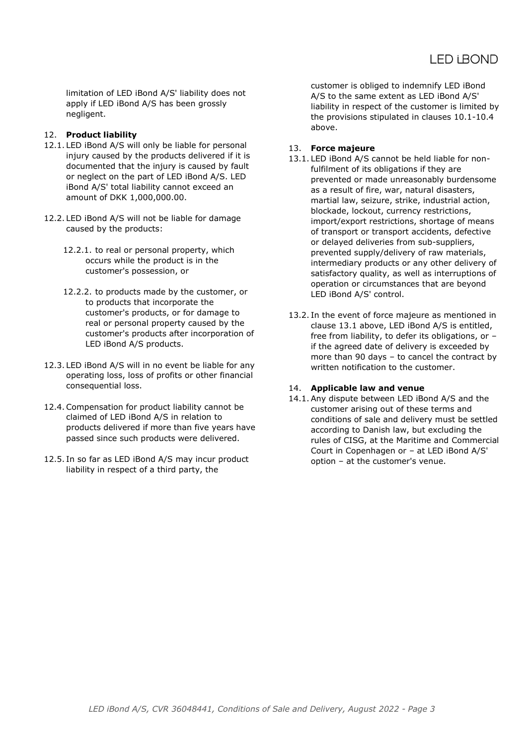limitation of LED iBond A/S' liability does not apply if LED iBond A/S has been grossly negligent.

## 12. **Product liability**

12.1. LED iBond A/S will only be liable for personal injury caused by the products delivered if it is documented that the injury is caused by fault or neglect on the part of LED iBond A/S. LED iBond A/S' total liability cannot exceed an amount of DKK 1,000,000.00.

12.2. LED iBond A/S will not be liable for damage caused by the products:

- 12.2.1. to real or personal property, which occurs while the product is in the customer's possession, or
- 12.2.2. to products made by the customer, or to products that incorporate the customer's products, or for damage to real or personal property caused by the customer's products after incorporation of LED iBond A/S products.

12.3. LED iBond A/S will in no event be liable for any operating loss, loss of profits or other financial consequential loss.

12.4. Compensation for product liability cannot be claimed of LED iBond A/S in relation to products delivered if more than five years have passed since such products were delivered.

12.5. In so far as LED iBond A/S may incur product liability in respect of a third party, the customer is obliged to indemnify LED iBond A/S to the same extent as LED iBond A/S' liability in respect of the customer is limited by the provisions stipulated in clauses 10.1-10.4 above.

## 13. **Force majeure**

13.1. LED iBond A/S cannot be held liable for non-fulfilment of its obligations if they are prevented or made unreasonably burdensome as a result of fire, war, natural disasters, martial law, seizure, strike, industrial action, blockade, lockout, currency restrictions, import/export restrictions, shortage of means of transport or transport accidents, defective or delayed deliveries from sub-suppliers, prevented supply/delivery of raw materials, intermediary products or any other delivery of satisfactory quality, as well as interruptions of operation or circumstances that are beyond LED iBond A/S' control.

13.2. In the event of force majeure as mentioned in clause 13.1 above, LED iBond A/S is entitled, free from liability, to defer its obligations, or – if the agreed date of delivery is exceeded by more than 90 days – to cancel the contract by written notification to the customer.

## 14. **Applicable law and venue**

14.1. Any dispute between LED iBond A/S and the customer arising out of these terms and conditions of sale and delivery must be settled according to Danish law, but excluding the rules of CISG, at the Maritime and Commercial Court in Copenhagen or – at LED iBond A/S' option – at the customer's venue.